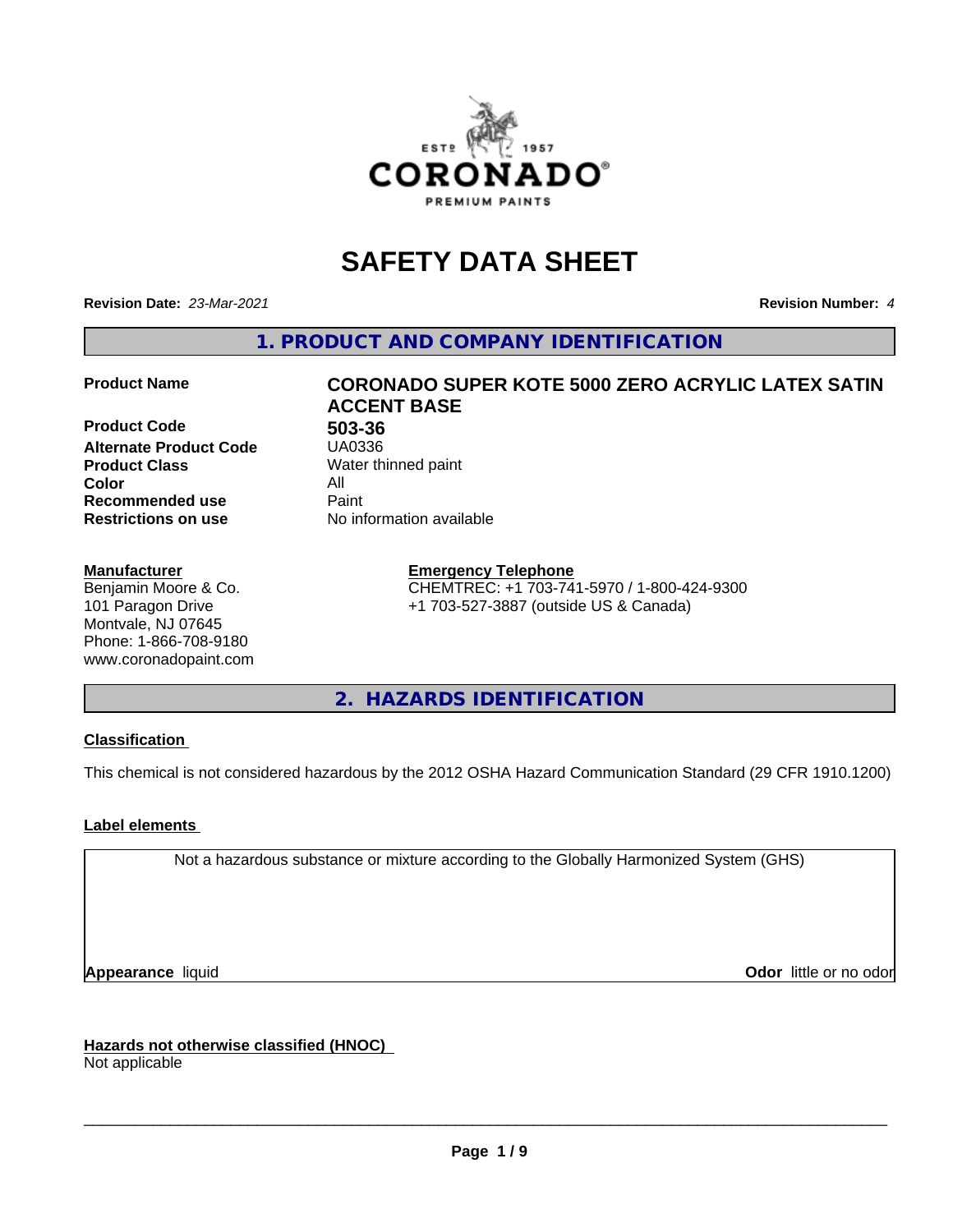# SAFETY DATA SHEET

**Revision Date:** *23-Mar-2021* **Revision Number:** *4*

## 1. PRODUCT AND COMPANY IDENTIFICATION

| | |
|---|---|
| **Product Name** | **CORONADO SUPER KOTE 5000 ZERO ACRYLIC LATEX SATIN ACCENT BASE** |
| **Product Code** | **503-36** |
| **Alternate Product Code** | UA0336 |
| **Product Class** | Water thinned paint |
| **Color** | All |
| **Recommended use** | Paint |
| **Restrictions on use** | No information available |

**Manufacturer**
Benjamin Moore & Co.
101 Paragon Drive
Montvale, NJ 07645
Phone: 1-866-708-9180
www.coronadopaint.com

**Emergency Telephone**
CHEMTREC: +1 703-741-5970 / 1-800-424-9300
+1 703-527-3887 (outside US & Canada)

## 2. HAZARDS IDENTIFICATION

**Classification**

This chemical is not considered hazardous by the 2012 OSHA Hazard Communication Standard (29 CFR 1910.1200)

**Label elements**

Not a hazardous substance or mixture according to the Globally Harmonized System (GHS)

**Appearance** liquid **Odor** little or no odor

**Hazards not otherwise classified (HNOC)**
Not applicable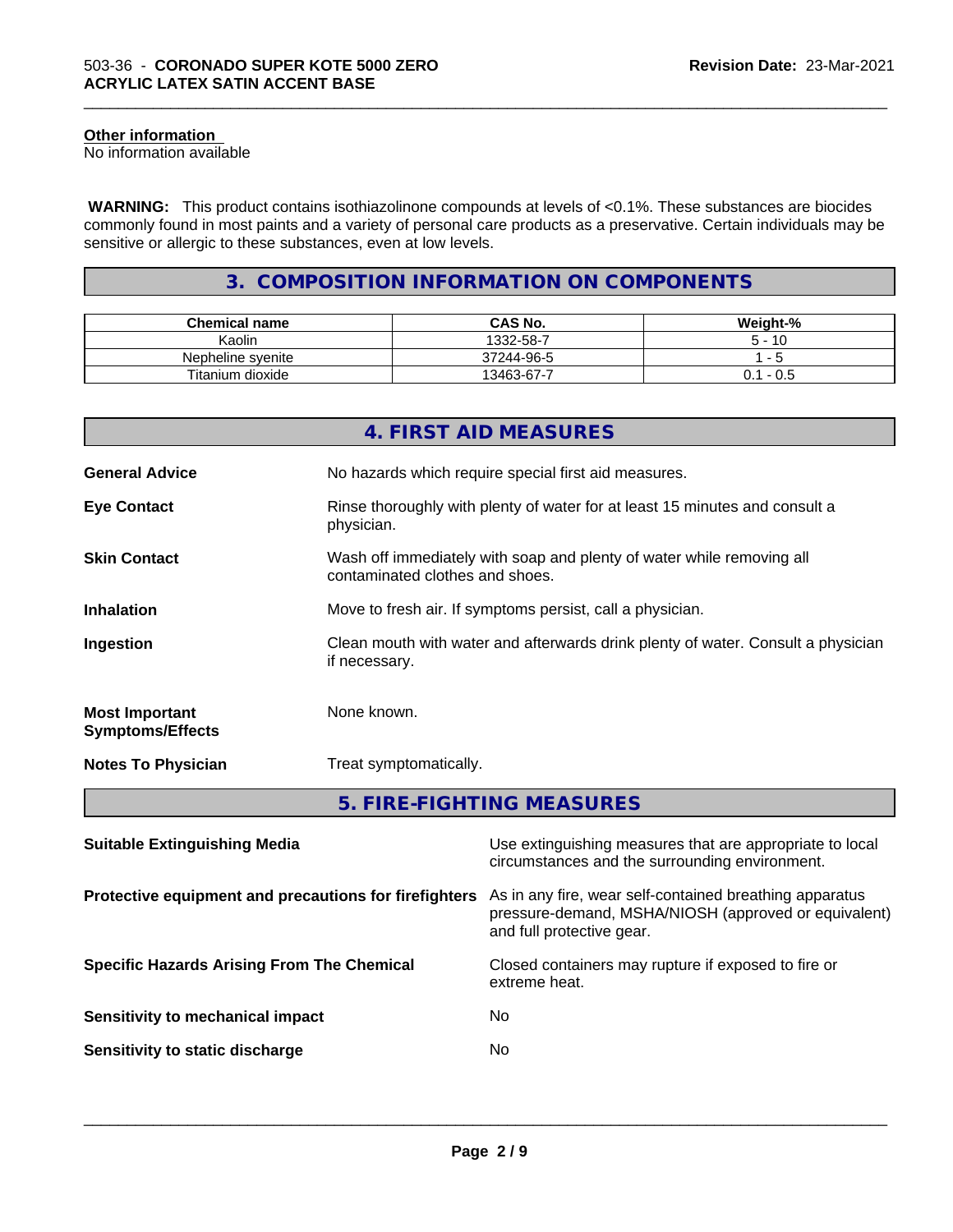#### Other information

No information available

**WARNING:** This product contains isothiazolinone compounds at levels of <0.1%. These substances are biocides commonly found in most paints and a variety of personal care products as a preservative. Certain individuals may be sensitive or allergic to these substances, even at low levels.

## 3. COMPOSITION INFORMATION ON COMPONENTS

| Chemical name | CAS No. | Weight-% |
| --- | --- | --- |
| Kaolin | 1332-58-7 | 5 - 10 |
| Nepheline syenite | 37244-96-5 | 1 - 5 |
| Titanium dioxide | 13463-67-7 | 0.1 - 0.5 |

## 4. FIRST AID MEASURES

**General Advice**
No hazards which require special first aid measures.

**Eye Contact**
Rinse thoroughly with plenty of water for at least 15 minutes and consult a physician.

**Skin Contact**
Wash off immediately with soap and plenty of water while removing all contaminated clothes and shoes.

**Inhalation**
Move to fresh air. If symptoms persist, call a physician.

**Ingestion**
Clean mouth with water and afterwards drink plenty of water. Consult a physician if necessary.

**Most Important Symptoms/Effects**
None known.

**Notes To Physician**
Treat symptomatically.

## 5. FIRE-FIGHTING MEASURES

**Suitable Extinguishing Media**
Use extinguishing measures that are appropriate to local circumstances and the surrounding environment.

**Protective equipment and precautions for firefighters**
As in any fire, wear self-contained breathing apparatus pressure-demand, MSHA/NIOSH (approved or equivalent) and full protective gear.

**Specific Hazards Arising From The Chemical**
Closed containers may rupture if exposed to fire or extreme heat.

**Sensitivity to mechanical impact**
No

**Sensitivity to static discharge**
No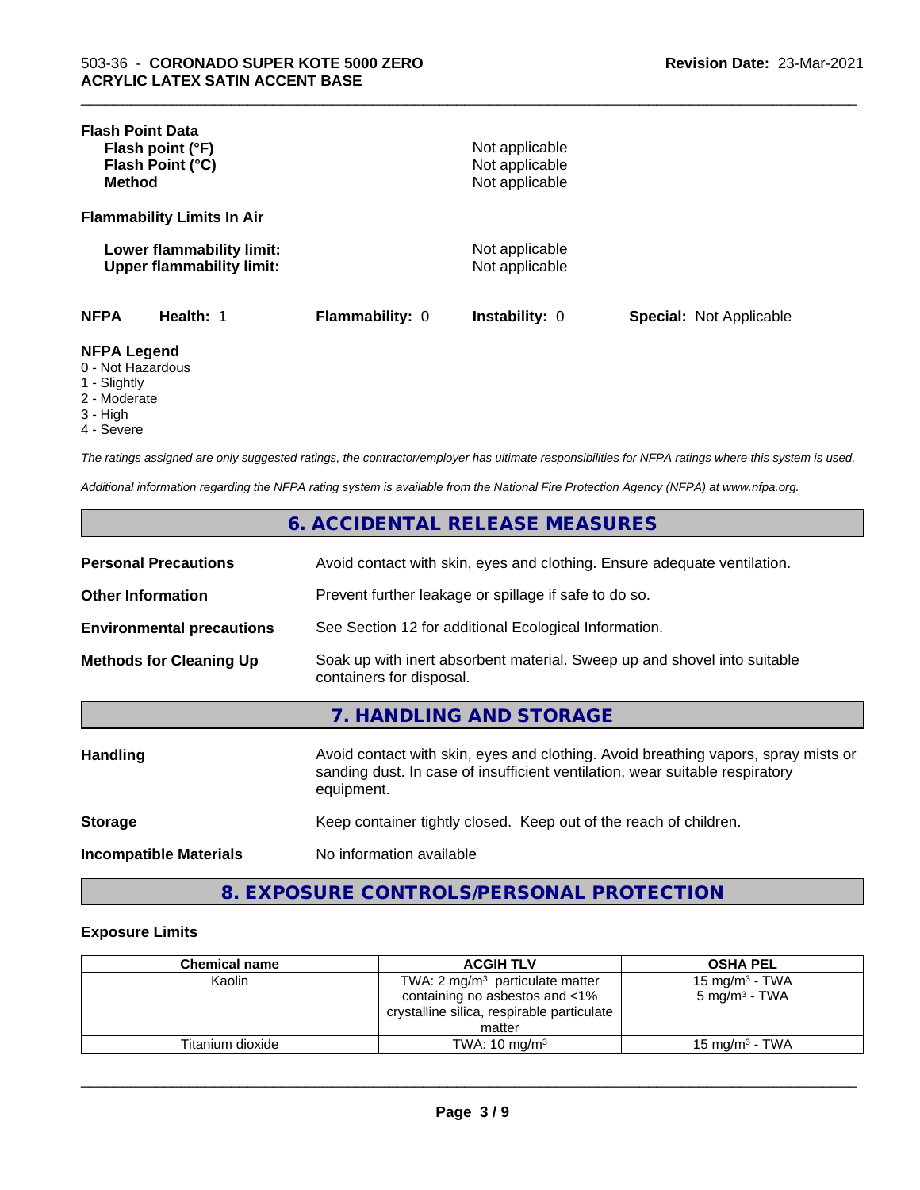**Flash Point Data**

| | |
|---|---|
| **Flash point (°F)** | Not applicable |
| **Flash Point (°C)** | Not applicable |
| **Method** | Not applicable |

**Flammability Limits In Air**

| | |
|---|---|
| **Lower flammability limit:** | Not applicable |
| **Upper flammability limit:** | Not applicable |

| **NFPA** | **Health:** 1 | **Flammability:** 0 | **Instability:** 0 | **Special:** Not Applicable |
|---|---|---|---|---|

**NFPA Legend**
0 - Not Hazardous
1 - Slightly
2 - Moderate
3 - High
4 - Severe

*The ratings assigned are only suggested ratings, the contractor/employer has ultimate responsibilities for NFPA ratings where this system is used.*

*Additional information regarding the NFPA rating system is available from the National Fire Protection Agency (NFPA) at www.nfpa.org.*

## 6. ACCIDENTAL RELEASE MEASURES

| | |
|---|---|
| **Personal Precautions** | Avoid contact with skin, eyes and clothing. Ensure adequate ventilation. |
| **Other Information** | Prevent further leakage or spillage if safe to do so. |
| **Environmental precautions** | See Section 12 for additional Ecological Information. |
| **Methods for Cleaning Up** | Soak up with inert absorbent material. Sweep up and shovel into suitable containers for disposal. |

## 7. HANDLING AND STORAGE

| | |
|---|---|
| **Handling** | Avoid contact with skin, eyes and clothing. Avoid breathing vapors, spray mists or sanding dust. In case of insufficient ventilation, wear suitable respiratory equipment. |
| **Storage** | Keep container tightly closed. Keep out of the reach of children. |
| **Incompatible Materials** | No information available |

## 8. EXPOSURE CONTROLS/PERSONAL PROTECTION

**Exposure Limits**

| Chemical name | ACGIH TLV | OSHA PEL |
|---|---|---|
| Kaolin | TWA: 2 mg/m³ particulate matter containing no asbestos and <1% crystalline silica, respirable particulate matter | 15 mg/m³ - TWA<br>5 mg/m³ - TWA |
| Titanium dioxide | TWA: 10 mg/m³ | 15 mg/m³ - TWA |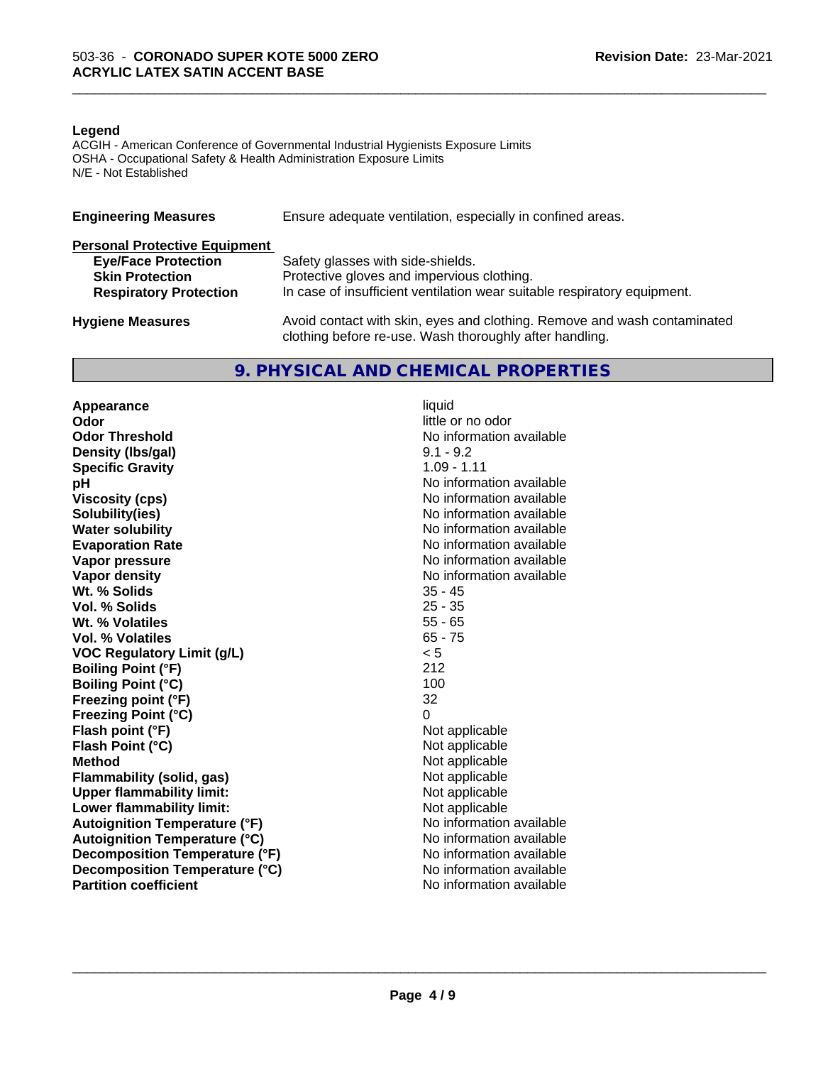**Legend**

ACGIH - American Conference of Governmental Industrial Hygienists Exposure Limits
OSHA - Occupational Safety & Health Administration Exposure Limits
N/E - Not Established

| | |
|---|---|
| **Engineering Measures** | Ensure adequate ventilation, especially in confined areas. |

**Personal Protective Equipment**

| | |
|---|---|
| **Eye/Face Protection** | Safety glasses with side-shields. |
| **Skin Protection** | Protective gloves and impervious clothing. |
| **Respiratory Protection** | In case of insufficient ventilation wear suitable respiratory equipment. |
| **Hygiene Measures** | Avoid contact with skin, eyes and clothing. Remove and wash contaminated clothing before re-use. Wash thoroughly after handling. |

## 9. PHYSICAL AND CHEMICAL PROPERTIES

| | |
|---|---|
| **Appearance** | liquid |
| **Odor** | little or no odor |
| **Odor Threshold** | No information available |
| **Density (lbs/gal)** | 9.1 - 9.2 |
| **Specific Gravity** | 1.09 - 1.11 |
| **pH** | No information available |
| **Viscosity (cps)** | No information available |
| **Solubility(ies)** | No information available |
| **Water solubility** | No information available |
| **Evaporation Rate** | No information available |
| **Vapor pressure** | No information available |
| **Vapor density** | No information available |
| **Wt. % Solids** | 35 - 45 |
| **Vol. % Solids** | 25 - 35 |
| **Wt. % Volatiles** | 55 - 65 |
| **Vol. % Volatiles** | 65 - 75 |
| **VOC Regulatory Limit (g/L)** | < 5 |
| **Boiling Point (°F)** | 212 |
| **Boiling Point (°C)** | 100 |
| **Freezing point (°F)** | 32 |
| **Freezing Point (°C)** | 0 |
| **Flash point (°F)** | Not applicable |
| **Flash Point (°C)** | Not applicable |
| **Method** | Not applicable |
| **Flammability (solid, gas)** | Not applicable |
| **Upper flammability limit:** | Not applicable |
| **Lower flammability limit:** | Not applicable |
| **Autoignition Temperature (°F)** | No information available |
| **Autoignition Temperature (°C)** | No information available |
| **Decomposition Temperature (°F)** | No information available |
| **Decomposition Temperature (°C)** | No information available |
| **Partition coefficient** | No information available |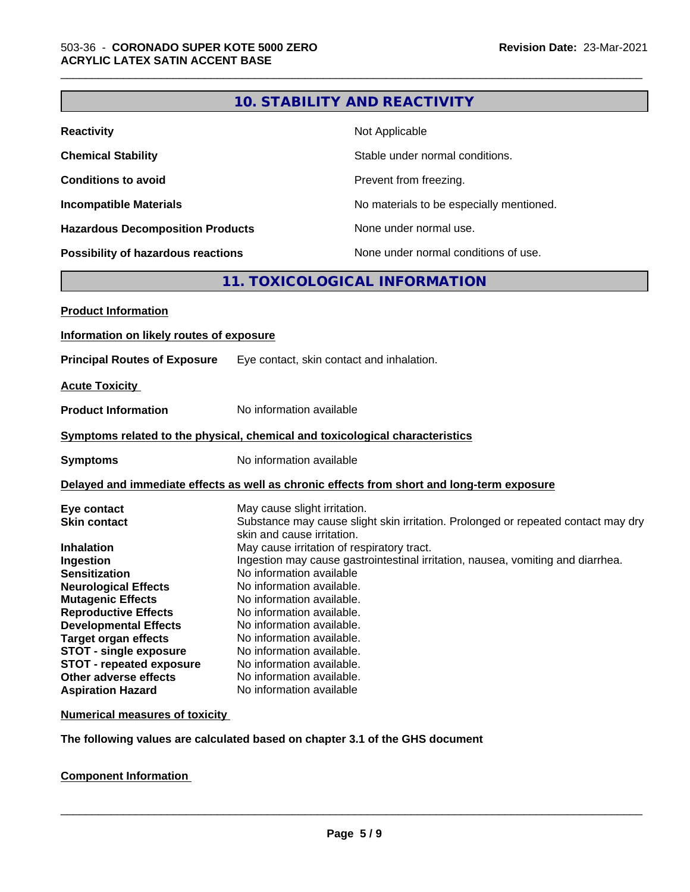## 10. STABILITY AND REACTIVITY

| | |
|---|---|
| **Reactivity** | Not Applicable |
| **Chemical Stability** | Stable under normal conditions. |
| **Conditions to avoid** | Prevent from freezing. |
| **Incompatible Materials** | No materials to be especially mentioned. |
| **Hazardous Decomposition Products** | None under normal use. |
| **Possibility of hazardous reactions** | None under normal conditions of use. |

## 11. TOXICOLOGICAL INFORMATION

**Product Information**

**Information on likely routes of exposure**

**Principal Routes of Exposure** Eye contact, skin contact and inhalation.

**Acute Toxicity**

**Product Information** No information available

**Symptoms related to the physical, chemical and toxicological characteristics**

**Symptoms** No information available

**Delayed and immediate effects as well as chronic effects from short and long-term exposure**

| | |
|---|---|
| **Eye contact** | May cause slight irritation. |
| **Skin contact** | Substance may cause slight skin irritation. Prolonged or repeated contact may dry skin and cause irritation. |
| **Inhalation** | May cause irritation of respiratory tract. |
| **Ingestion** | Ingestion may cause gastrointestinal irritation, nausea, vomiting and diarrhea. |
| **Sensitization** | No information available |
| **Neurological Effects** | No information available. |
| **Mutagenic Effects** | No information available. |
| **Reproductive Effects** | No information available. |
| **Developmental Effects** | No information available. |
| **Target organ effects** | No information available. |
| **STOT - single exposure** | No information available. |
| **STOT - repeated exposure** | No information available. |
| **Other adverse effects** | No information available. |
| **Aspiration Hazard** | No information available |

**Numerical measures of toxicity**

**The following values are calculated based on chapter 3.1 of the GHS document**

**Component Information**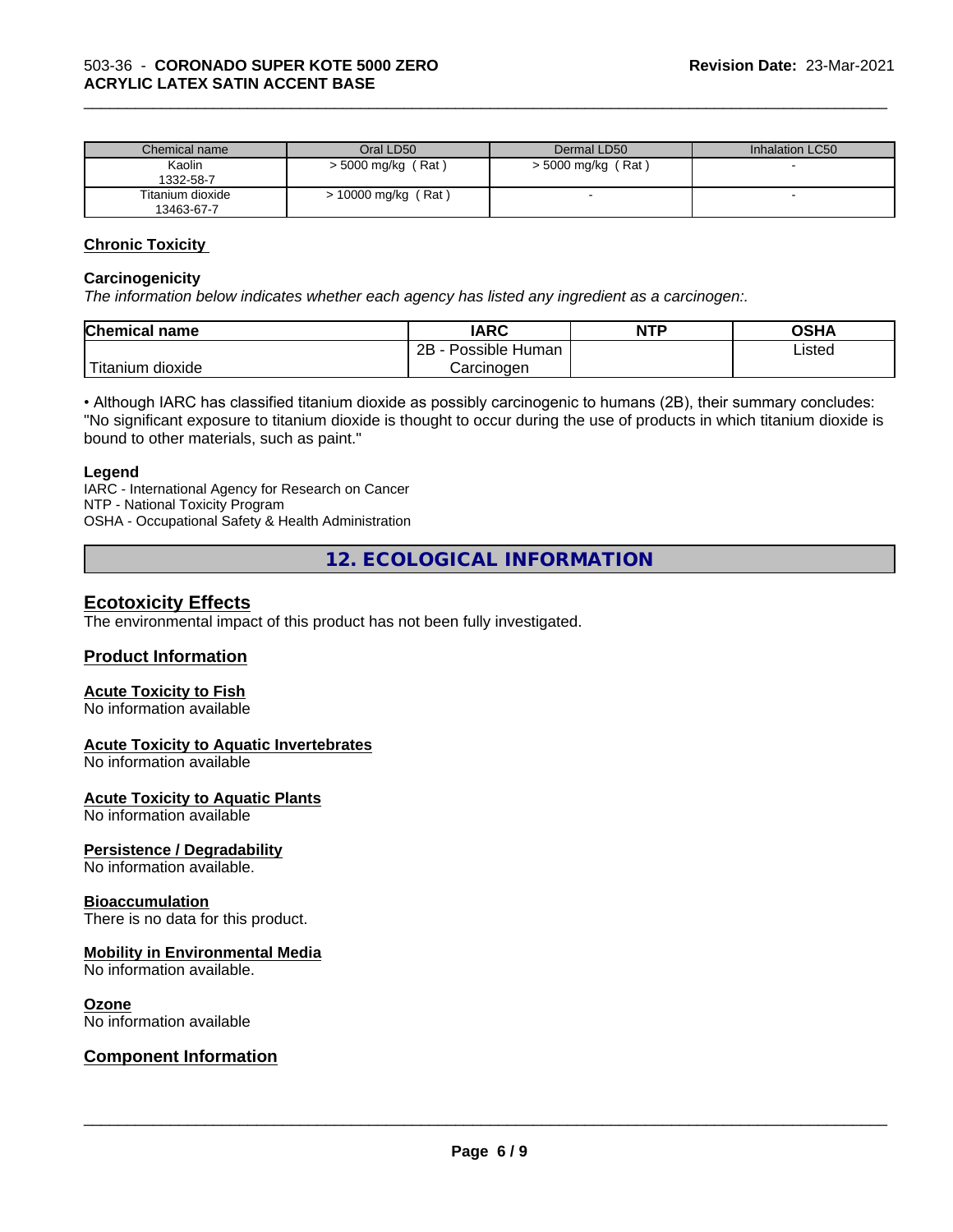| Chemical name | Oral LD50 | Dermal LD50 | Inhalation LC50 |
| --- | --- | --- | --- |
| Kaolin<br>1332-58-7 | > 5000 mg/kg ( Rat ) | > 5000 mg/kg ( Rat ) | - |
| Titanium dioxide<br>13463-67-7 | > 10000 mg/kg ( Rat ) | - | - |

## Chronic Toxicity

### Carcinogenicity

*The information below indicates whether each agency has listed any ingredient as a carcinogen:.*

| Chemical name | IARC | NTP | OSHA |
| --- | --- | --- | --- |
| Titanium dioxide | 2B - Possible Human Carcinogen | | Listed |

• Although IARC has classified titanium dioxide as possibly carcinogenic to humans (2B), their summary concludes: "No significant exposure to titanium dioxide is thought to occur during the use of products in which titanium dioxide is bound to other materials, such as paint."

**Legend**

IARC - International Agency for Research on Cancer
NTP - National Toxicity Program
OSHA - Occupational Safety & Health Administration

# 12. ECOLOGICAL INFORMATION

## Ecotoxicity Effects

The environmental impact of this product has not been fully investigated.

## Product Information

### Acute Toxicity to Fish

No information available

### Acute Toxicity to Aquatic Invertebrates

No information available

### Acute Toxicity to Aquatic Plants

No information available

### Persistence / Degradability

No information available.

### Bioaccumulation

There is no data for this product.

### Mobility in Environmental Media

No information available.

### Ozone

No information available

## Component Information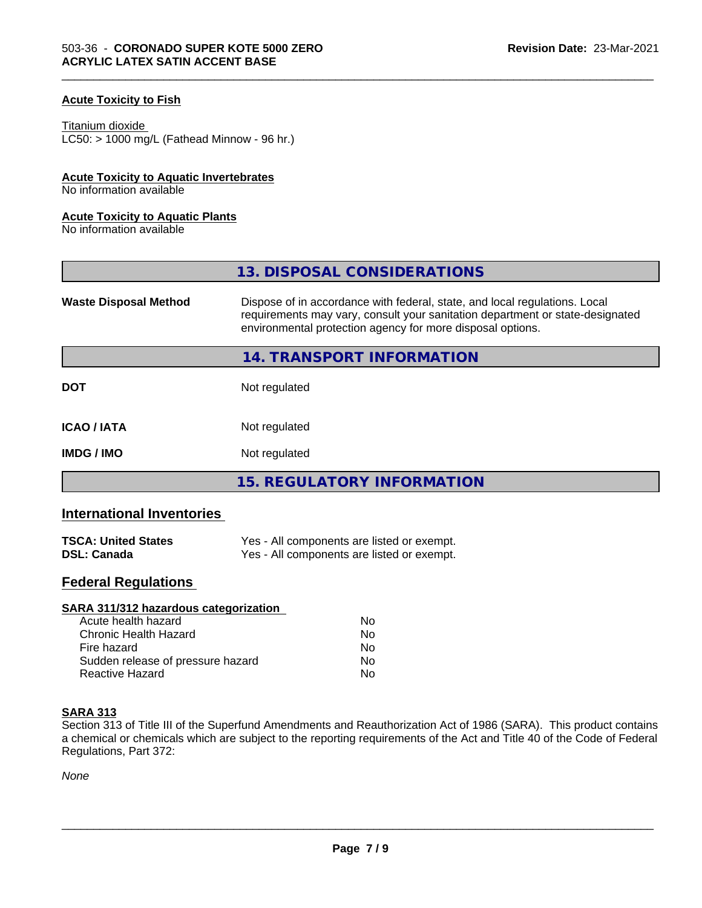#### Acute Toxicity to Fish

Titanium dioxide
LC50: > 1000 mg/L (Fathead Minnow - 96 hr.)

#### Acute Toxicity to Aquatic Invertebrates

No information available

#### Acute Toxicity to Aquatic Plants

No information available

## 13. DISPOSAL CONSIDERATIONS

| | |
|---|---|
| **Waste Disposal Method** | Dispose of in accordance with federal, state, and local regulations. Local requirements may vary, consult your sanitation department or state-designated environmental protection agency for more disposal options. |

## 14. TRANSPORT INFORMATION

| | |
|---|---|
| **DOT** | Not regulated |
| **ICAO / IATA** | Not regulated |
| **IMDG / IMO** | Not regulated |

## 15. REGULATORY INFORMATION

### International Inventories

| | |
|---|---|
| **TSCA: United States** | Yes - All components are listed or exempt. |
| **DSL: Canada** | Yes - All components are listed or exempt. |

### Federal Regulations

#### SARA 311/312 hazardous categorization

| | |
|---|---|
| Acute health hazard | No |
| Chronic Health Hazard | No |
| Fire hazard | No |
| Sudden release of pressure hazard | No |
| Reactive Hazard | No |

#### SARA 313

Section 313 of Title III of the Superfund Amendments and Reauthorization Act of 1986 (SARA). This product contains a chemical or chemicals which are subject to the reporting requirements of the Act and Title 40 of the Code of Federal Regulations, Part 372:

*None*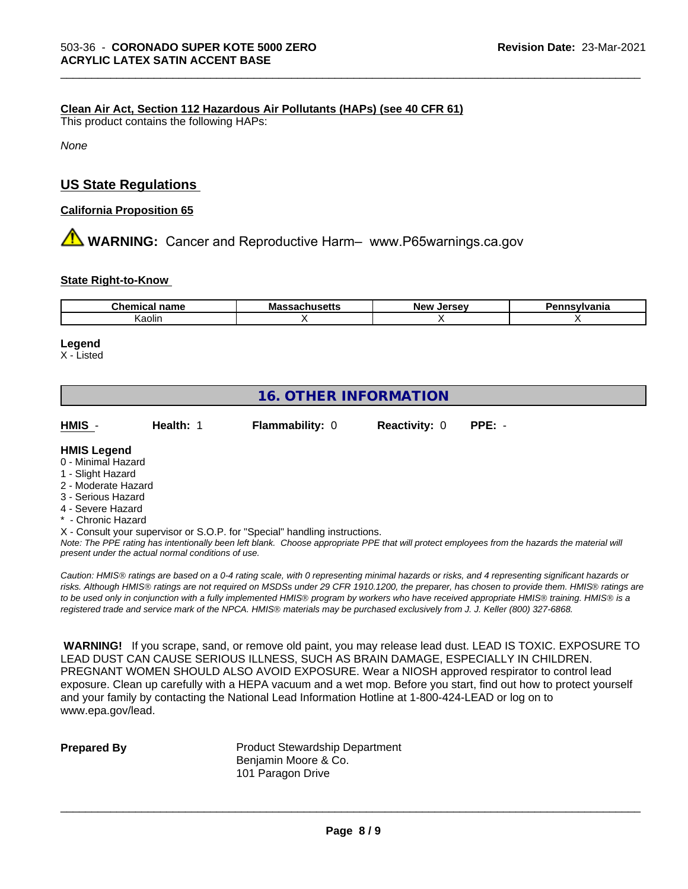**Clean Air Act, Section 112 Hazardous Air Pollutants (HAPs) (see 40 CFR 61)**

This product contains the following HAPs:

*None*

## US State Regulations

**California Proposition 65**

⚠ **WARNING:** Cancer and Reproductive Harm– www.P65warnings.ca.gov

**State Right-to-Know**

| Chemical name | Massachusetts | New Jersey | Pennsylvania |
|---|---|---|---|
| Kaolin | X | X | X |

**Legend**

X - Listed

## 16. OTHER INFORMATION

| HMIS - | Health: 1 | Flammability: 0 | Reactivity: 0 | PPE: - |
|---|---|---|---|---|

**HMIS Legend**

0 - Minimal Hazard
1 - Slight Hazard
2 - Moderate Hazard
3 - Serious Hazard
4 - Severe Hazard
* - Chronic Hazard
X - Consult your supervisor or S.O.P. for "Special" handling instructions.

*Note: The PPE rating has intentionally been left blank. Choose appropriate PPE that will protect employees from the hazards the material will present under the actual normal conditions of use.*

*Caution: HMIS® ratings are based on a 0-4 rating scale, with 0 representing minimal hazards or risks, and 4 representing significant hazards or risks. Although HMIS® ratings are not required on MSDSs under 29 CFR 1910.1200, the preparer, has chosen to provide them. HMIS® ratings are to be used only in conjunction with a fully implemented HMIS® program by workers who have received appropriate HMIS® training. HMIS® is a registered trade and service mark of the NPCA. HMIS® materials may be purchased exclusively from J. J. Keller (800) 327-6868.*

**WARNING!** If you scrape, sand, or remove old paint, you may release lead dust. LEAD IS TOXIC. EXPOSURE TO LEAD DUST CAN CAUSE SERIOUS ILLNESS, SUCH AS BRAIN DAMAGE, ESPECIALLY IN CHILDREN. PREGNANT WOMEN SHOULD ALSO AVOID EXPOSURE. Wear a NIOSH approved respirator to control lead exposure. Clean up carefully with a HEPA vacuum and a wet mop. Before you start, find out how to protect yourself and your family by contacting the National Lead Information Hotline at 1-800-424-LEAD or log on to www.epa.gov/lead.

**Prepared By**

Product Stewardship Department
Benjamin Moore & Co.
101 Paragon Drive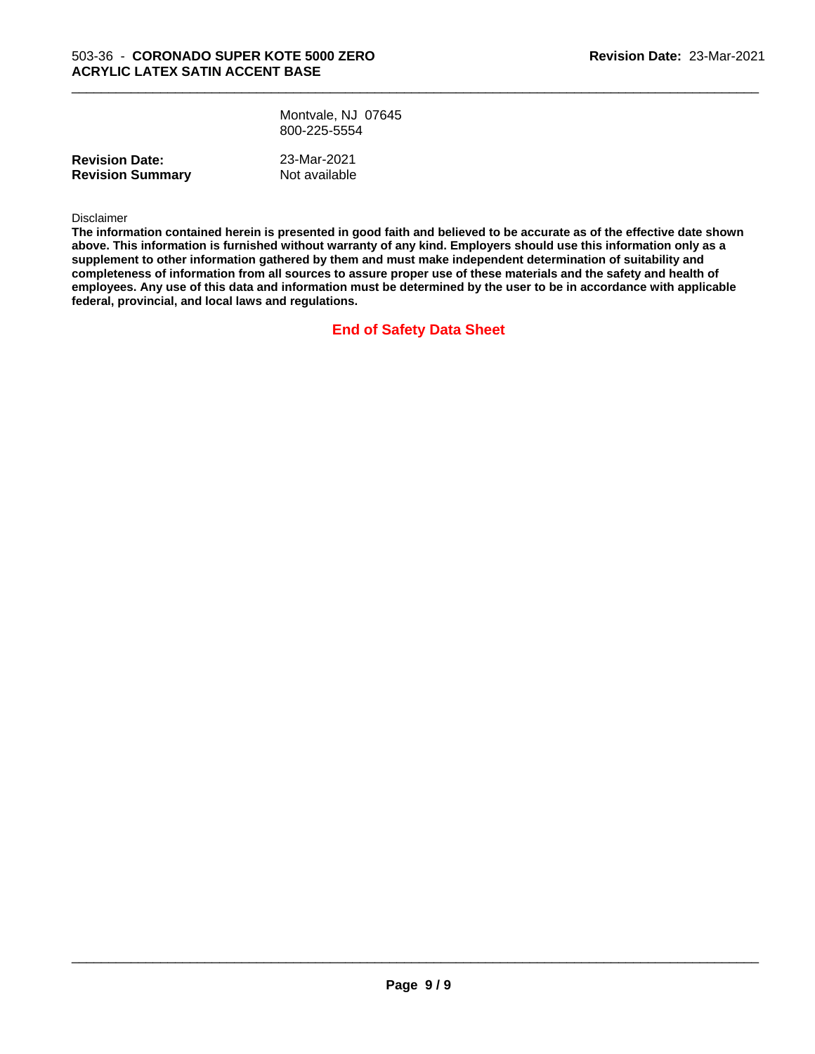Montvale, NJ 07645
800-225-5554

| | |
|---|---|
| **Revision Date:** | 23-Mar-2021 |
| **Revision Summary** | Not available |

Disclaimer

**The information contained herein is presented in good faith and believed to be accurate as of the effective date shown above. This information is furnished without warranty of any kind. Employers should use this information only as a supplement to other information gathered by them and must make independent determination of suitability and completeness of information from all sources to assure proper use of these materials and the safety and health of employees. Any use of this data and information must be determined by the user to be in accordance with applicable federal, provincial, and local laws and regulations.**

**End of Safety Data Sheet**